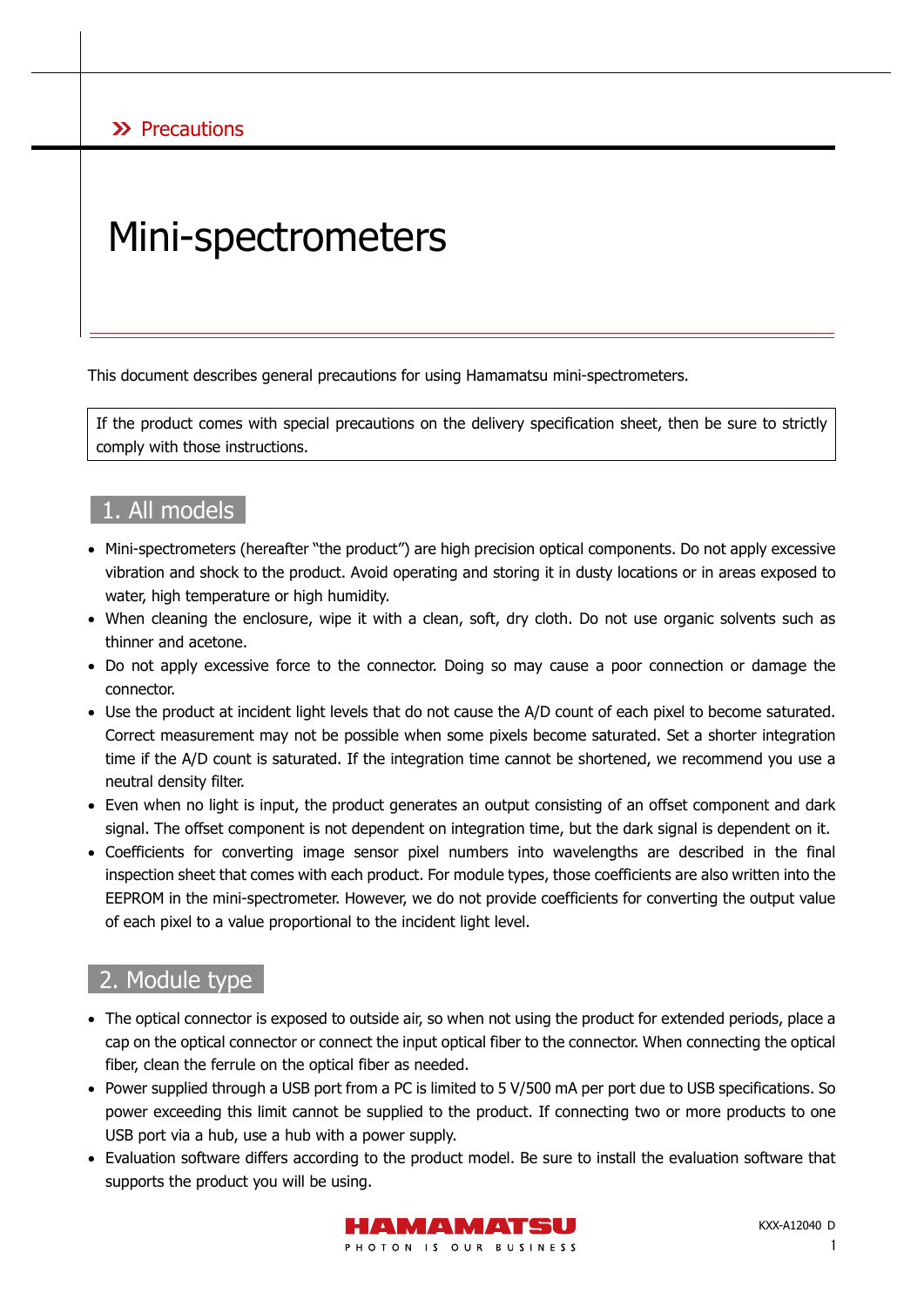» Precautions

# Mini-spectrometers

This document describes general precautions for using Hamamatsu mini-spectrometers.

If the product comes with special precautions on the delivery specification sheet, then be sure to strictly comply with those instructions.

## 1. All models

- Mini-spectrometers (hereafter "the product") are high precision optical components. Do not apply excessive vibration and shock to the product. Avoid operating and storing it in dusty locations or in areas exposed to water, high temperature or high humidity.
- When cleaning the enclosure, wipe it with a clean, soft, dry cloth. Do not use organic solvents such as thinner and acetone.
- Do not apply excessive force to the connector. Doing so may cause a poor connection or damage the connector.
- Use the product at incident light levels that do not cause the A/D count of each pixel to become saturated. Correct measurement may not be possible when some pixels become saturated. Set a shorter integration time if the A/D count is saturated. If the integration time cannot be shortened, we recommend you use a neutral density filter.
- Even when no light is input, the product generates an output consisting of an offset component and dark signal. The offset component is not dependent on integration time, but the dark signal is dependent on it.
- Coefficients for converting image sensor pixel numbers into wavelengths are described in the final inspection sheet that comes with each product. For module types, those coefficients are also written into the EEPROM in the mini-spectrometer. However, we do not provide coefficients for converting the output value of each pixel to a value proportional to the incident light level.

## 2. Module type

- The optical connector is exposed to outside air, so when not using the product for extended periods, place a cap on the optical connector or connect the input optical fiber to the connector. When connecting the optical fiber, clean the ferrule on the optical fiber as needed.
- Power supplied through a USB port from a PC is limited to 5 V/500 mA per port due to USB specifications. So power exceeding this limit cannot be supplied to the product. If connecting two or more products to one USB port via a hub, use a hub with a power supply.
- Evaluation software differs according to the product model. Be sure to install the evaluation software that supports the product you will be using.

KXX-A12040 D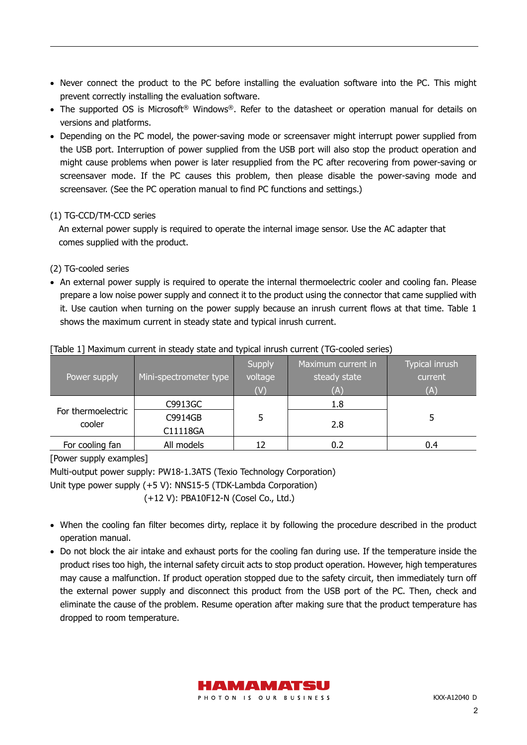- Never connect the product to the PC before installing the evaluation software into the PC. This might prevent correctly installing the evaluation software.
- The supported OS is Microsoft® Windows®. Refer to the datasheet or operation manual for details on versions and platforms.
- Depending on the PC model, the power-saving mode or screensaver might interrupt power supplied from the USB port. Interruption of power supplied from the USB port will also stop the product operation and might cause problems when power is later resupplied from the PC after recovering from power-saving or screensaver mode. If the PC causes this problem, then please disable the power-saving mode and screensaver. (See the PC operation manual to find PC functions and settings.)

(1) TG-CCD/TM-CCD series

An external power supply is required to operate the internal image sensor. Use the AC adapter that comes supplied with the product.

(2) TG-cooled series

- An external power supply is required to operate the internal thermoelectric cooler and cooling fan. Please prepare a low noise power supply and connect it to the product using the connector that came supplied with it. Use caution when turning on the power supply because an inrush current flows at that time. Table 1 shows the maximum current in steady state and typical inrush current.

[Table 1] Maximum current in steady state and typical inrush current (TG-cooled series)

| Power supply | Mini-spectrometer type | Supply voltage (V) | Maximum current in steady state (A) | Typical inrush current (A) |
|---|---|---|---|---|
| For thermoelectric cooler | C9913GC | 5 | 1.8 | 5 |
| | C9914GB<br>C11118GA | | 2.8 | |
| For cooling fan | All models | 12 | 0.2 | 0.4 |

[Power supply examples]

Multi-output power supply: PW18-1.3ATS (Texio Technology Corporation)

Unit type power supply (+5 V): NNS15-5 (TDK-Lambda Corporation)

(+12 V): PBA10F12-N (Cosel Co., Ltd.)

- When the cooling fan filter becomes dirty, replace it by following the procedure described in the product operation manual.
- Do not block the air intake and exhaust ports for the cooling fan during use. If the temperature inside the product rises too high, the internal safety circuit acts to stop product operation. However, high temperatures may cause a malfunction. If product operation stopped due to the safety circuit, then immediately turn off the external power supply and disconnect this product from the USB port of the PC. Then, check and eliminate the cause of the problem. Resume operation after making sure that the product temperature has dropped to room temperature.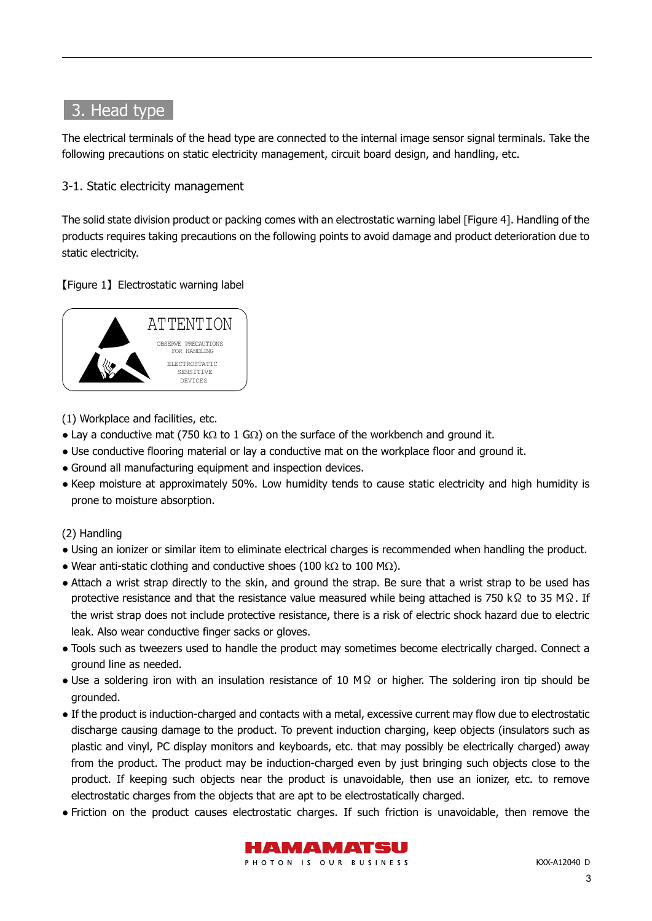## 3. Head type

The electrical terminals of the head type are connected to the internal image sensor signal terminals. Take the following precautions on static electricity management, circuit board design, and handling, etc.

### 3-1. Static electricity management

The solid state division product or packing comes with an electrostatic warning label [Figure 4]. Handling of the products requires taking precautions on the following points to avoid damage and product deterioration due to static electricity.

【Figure 1】Electrostatic warning label

ATTENTION

OBSERVE PRECAUTIONS FOR HANDLING

ELECTROSTATIC SENSITIVE DEVICES

(1) Workplace and facilities, etc.

- Lay a conductive mat (750 kΩ to 1 GΩ) on the surface of the workbench and ground it.
- Use conductive flooring material or lay a conductive mat on the workplace floor and ground it.
- Ground all manufacturing equipment and inspection devices.
- Keep moisture at approximately 50%. Low humidity tends to cause static electricity and high humidity is prone to moisture absorption.

(2) Handling

- Using an ionizer or similar item to eliminate electrical charges is recommended when handling the product.
- Wear anti-static clothing and conductive shoes (100 kΩ to 100 MΩ).
- Attach a wrist strap directly to the skin, and ground the strap. Be sure that a wrist strap to be used has protective resistance and that the resistance value measured while being attached is 750 kΩ to 35 MΩ. If the wrist strap does not include protective resistance, there is a risk of electric shock hazard due to electric leak. Also wear conductive finger sacks or gloves.
- Tools such as tweezers used to handle the product may sometimes become electrically charged. Connect a ground line as needed.
- Use a soldering iron with an insulation resistance of 10 MΩ or higher. The soldering iron tip should be grounded.
- If the product is induction-charged and contacts with a metal, excessive current may flow due to electrostatic discharge causing damage to the product. To prevent induction charging, keep objects (insulators such as plastic and vinyl, PC display monitors and keyboards, etc. that may possibly be electrically charged) away from the product. The product may be induction-charged even by just bringing such objects close to the product. If keeping such objects near the product is unavoidable, then use an ionizer, etc. to remove electrostatic charges from the objects that are apt to be electrostatically charged.
- Friction on the product causes electrostatic charges. If such friction is unavoidable, then remove the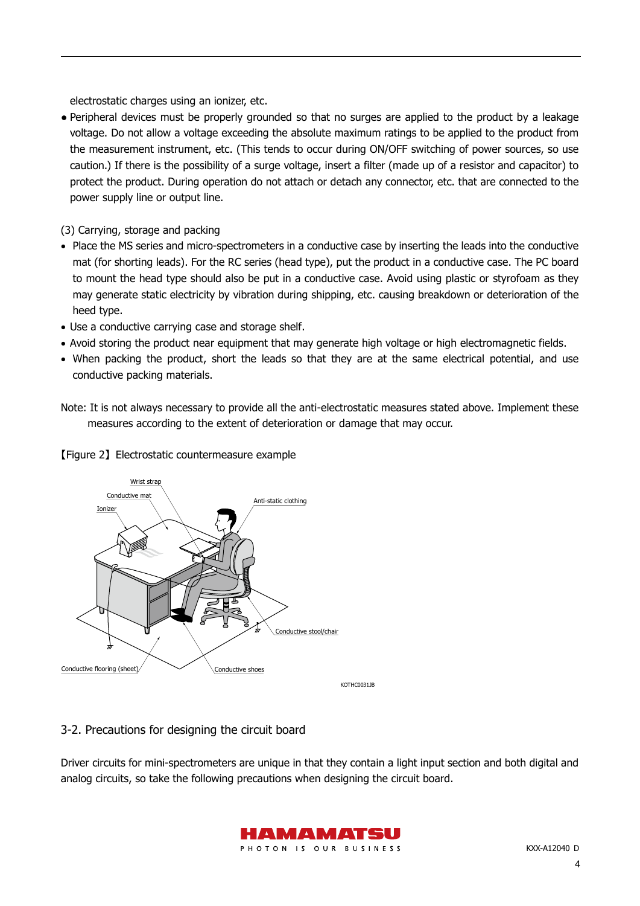electrostatic charges using an ionizer, etc.

- Peripheral devices must be properly grounded so that no surges are applied to the product by a leakage voltage. Do not allow a voltage exceeding the absolute maximum ratings to be applied to the product from the measurement instrument, etc. (This tends to occur during ON/OFF switching of power sources, so use caution.) If there is the possibility of a surge voltage, insert a filter (made up of a resistor and capacitor) to protect the product. During operation do not attach or detach any connector, etc. that are connected to the power supply line or output line.

(3) Carrying, storage and packing

- Place the MS series and micro-spectrometers in a conductive case by inserting the leads into the conductive mat (for shorting leads). For the RC series (head type), put the product in a conductive case. The PC board to mount the head type should also be put in a conductive case. Avoid using plastic or styrofoam as they may generate static electricity by vibration during shipping, etc. causing breakdown or deterioration of the heed type.
- Use a conductive carrying case and storage shelf.
- Avoid storing the product near equipment that may generate high voltage or high electromagnetic fields.
- When packing the product, short the leads so that they are at the same electrical potential, and use conductive packing materials.

Note: It is not always necessary to provide all the anti-electrostatic measures stated above. Implement these measures according to the extent of deterioration or damage that may occur.

【Figure 2】Electrostatic countermeasure example

Wrist strap, Conductive mat, Ionizer, Anti-static clothing, Conductive stool/chair, Conductive flooring (sheet), Conductive shoes

KOTHC0031JB

## 3-2. Precautions for designing the circuit board

Driver circuits for mini-spectrometers are unique in that they contain a light input section and both digital and analog circuits, so take the following precautions when designing the circuit board.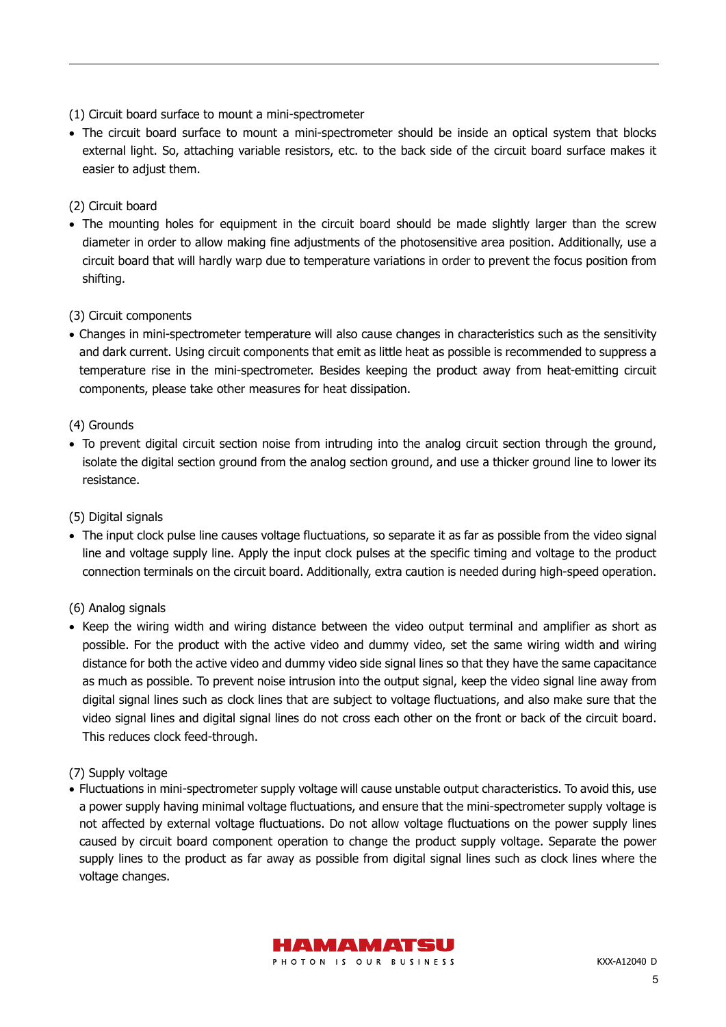(1) Circuit board surface to mount a mini-spectrometer

- The circuit board surface to mount a mini-spectrometer should be inside an optical system that blocks external light. So, attaching variable resistors, etc. to the back side of the circuit board surface makes it easier to adjust them.

(2) Circuit board

- The mounting holes for equipment in the circuit board should be made slightly larger than the screw diameter in order to allow making fine adjustments of the photosensitive area position. Additionally, use a circuit board that will hardly warp due to temperature variations in order to prevent the focus position from shifting.

(3) Circuit components

- Changes in mini-spectrometer temperature will also cause changes in characteristics such as the sensitivity and dark current. Using circuit components that emit as little heat as possible is recommended to suppress a temperature rise in the mini-spectrometer. Besides keeping the product away from heat-emitting circuit components, please take other measures for heat dissipation.

(4) Grounds

- To prevent digital circuit section noise from intruding into the analog circuit section through the ground, isolate the digital section ground from the analog section ground, and use a thicker ground line to lower its resistance.

(5) Digital signals

- The input clock pulse line causes voltage fluctuations, so separate it as far as possible from the video signal line and voltage supply line. Apply the input clock pulses at the specific timing and voltage to the product connection terminals on the circuit board. Additionally, extra caution is needed during high-speed operation.

(6) Analog signals

- Keep the wiring width and wiring distance between the video output terminal and amplifier as short as possible. For the product with the active video and dummy video, set the same wiring width and wiring distance for both the active video and dummy video side signal lines so that they have the same capacitance as much as possible. To prevent noise intrusion into the output signal, keep the video signal line away from digital signal lines such as clock lines that are subject to voltage fluctuations, and also make sure that the video signal lines and digital signal lines do not cross each other on the front or back of the circuit board. This reduces clock feed-through.

(7) Supply voltage

- Fluctuations in mini-spectrometer supply voltage will cause unstable output characteristics. To avoid this, use a power supply having minimal voltage fluctuations, and ensure that the mini-spectrometer supply voltage is not affected by external voltage fluctuations. Do not allow voltage fluctuations on the power supply lines caused by circuit board component operation to change the product supply voltage. Separate the power supply lines to the product as far away as possible from digital signal lines such as clock lines where the voltage changes.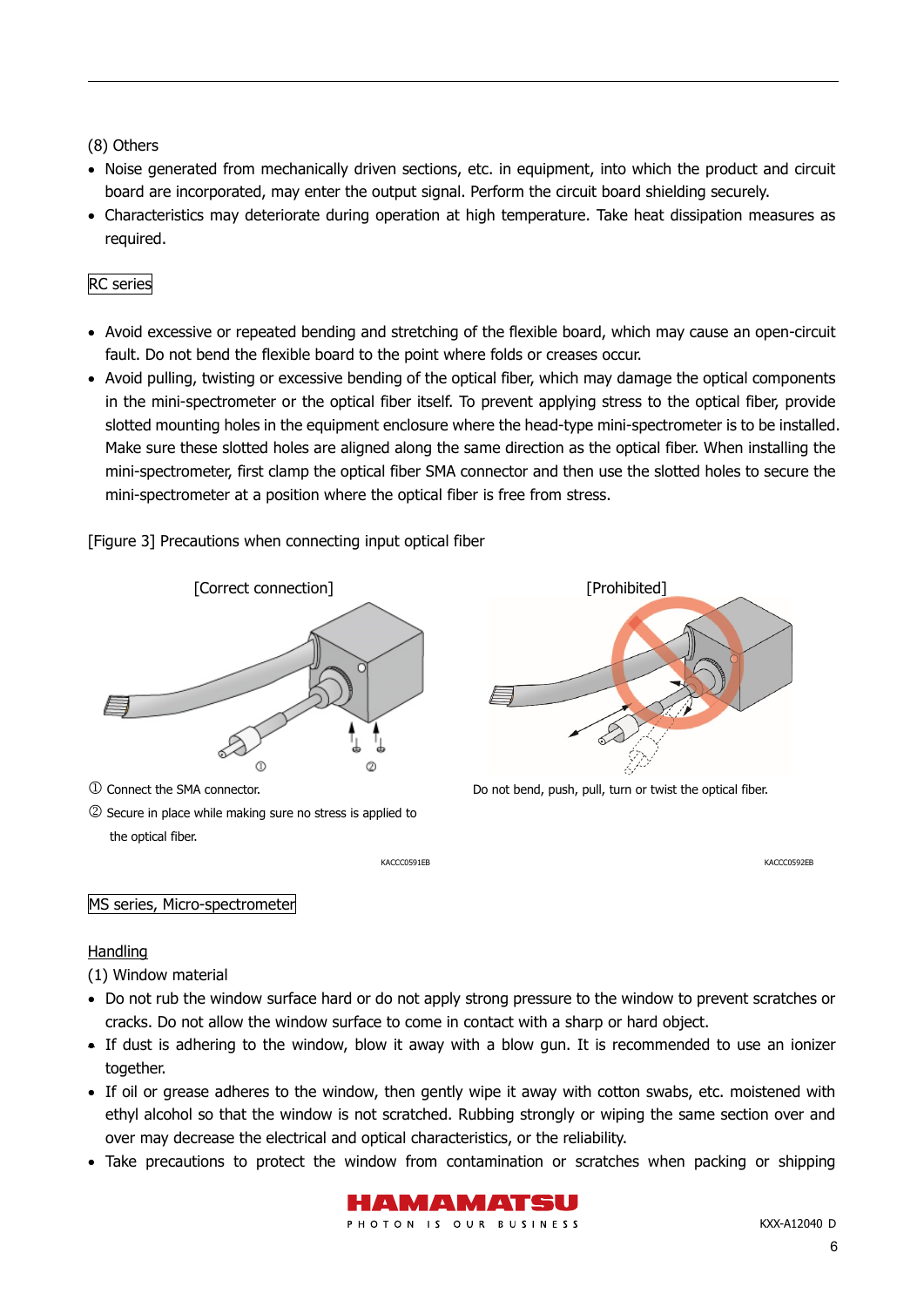(8) Others

- Noise generated from mechanically driven sections, etc. in equipment, into which the product and circuit board are incorporated, may enter the output signal. Perform the circuit board shielding securely.
- Characteristics may deteriorate during operation at high temperature. Take heat dissipation measures as required.

RC series

- Avoid excessive or repeated bending and stretching of the flexible board, which may cause an open-circuit fault. Do not bend the flexible board to the point where folds or creases occur.
- Avoid pulling, twisting or excessive bending of the optical fiber, which may damage the optical components in the mini-spectrometer or the optical fiber itself. To prevent applying stress to the optical fiber, provide slotted mounting holes in the equipment enclosure where the head-type mini-spectrometer is to be installed. Make sure these slotted holes are aligned along the same direction as the optical fiber. When installing the mini-spectrometer, first clamp the optical fiber SMA connector and then use the slotted holes to secure the mini-spectrometer at a position where the optical fiber is free from stress.

[Figure 3] Precautions when connecting input optical fiber

[Correct connection]

① Connect the SMA connector.

② Secure in place while making sure no stress is applied to the optical fiber.

KACCC0591EB

[Prohibited]

Do not bend, push, pull, turn or twist the optical fiber.

KACCC0592EB

MS series, Micro-spectrometer

Handling

(1) Window material

- Do not rub the window surface hard or do not apply strong pressure to the window to prevent scratches or cracks. Do not allow the window surface to come in contact with a sharp or hard object.
- If dust is adhering to the window, blow it away with a blow gun. It is recommended to use an ionizer together.
- If oil or grease adheres to the window, then gently wipe it away with cotton swabs, etc. moistened with ethyl alcohol so that the window is not scratched. Rubbing strongly or wiping the same section over and over may decrease the electrical and optical characteristics, or the reliability.
- Take precautions to protect the window from contamination or scratches when packing or shipping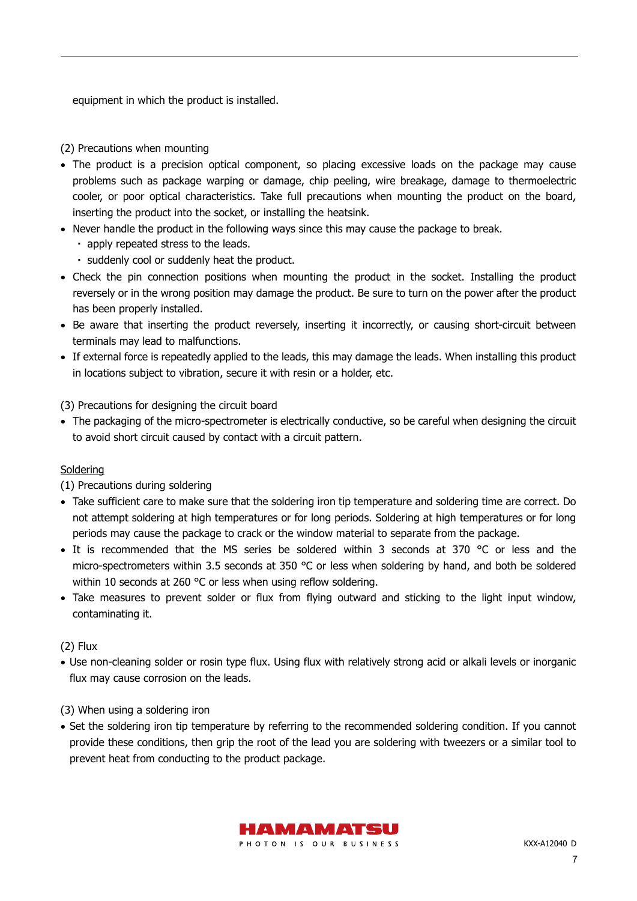equipment in which the product is installed.

(2) Precautions when mounting

- The product is a precision optical component, so placing excessive loads on the package may cause problems such as package warping or damage, chip peeling, wire breakage, damage to thermoelectric cooler, or poor optical characteristics. Take full precautions when mounting the product on the board, inserting the product into the socket, or installing the heatsink.
- Never handle the product in the following ways since this may cause the package to break.
  - ・ apply repeated stress to the leads.
  - ・ suddenly cool or suddenly heat the product.
- Check the pin connection positions when mounting the product in the socket. Installing the product reversely or in the wrong position may damage the product. Be sure to turn on the power after the product has been properly installed.
- Be aware that inserting the product reversely, inserting it incorrectly, or causing short-circuit between terminals may lead to malfunctions.
- If external force is repeatedly applied to the leads, this may damage the leads. When installing this product in locations subject to vibration, secure it with resin or a holder, etc.

(3) Precautions for designing the circuit board

- The packaging of the micro-spectrometer is electrically conductive, so be careful when designing the circuit to avoid short circuit caused by contact with a circuit pattern.

<u>Soldering</u>

(1) Precautions during soldering

- Take sufficient care to make sure that the soldering iron tip temperature and soldering time are correct. Do not attempt soldering at high temperatures or for long periods. Soldering at high temperatures or for long periods may cause the package to crack or the window material to separate from the package.
- It is recommended that the MS series be soldered within 3 seconds at 370 °C or less and the micro-spectrometers within 3.5 seconds at 350 °C or less when soldering by hand, and both be soldered within 10 seconds at 260 °C or less when using reflow soldering.
- Take measures to prevent solder or flux from flying outward and sticking to the light input window, contaminating it.

(2) Flux

- Use non-cleaning solder or rosin type flux. Using flux with relatively strong acid or alkali levels or inorganic flux may cause corrosion on the leads.

(3) When using a soldering iron

- Set the soldering iron tip temperature by referring to the recommended soldering condition. If you cannot provide these conditions, then grip the root of the lead you are soldering with tweezers or a similar tool to prevent heat from conducting to the product package.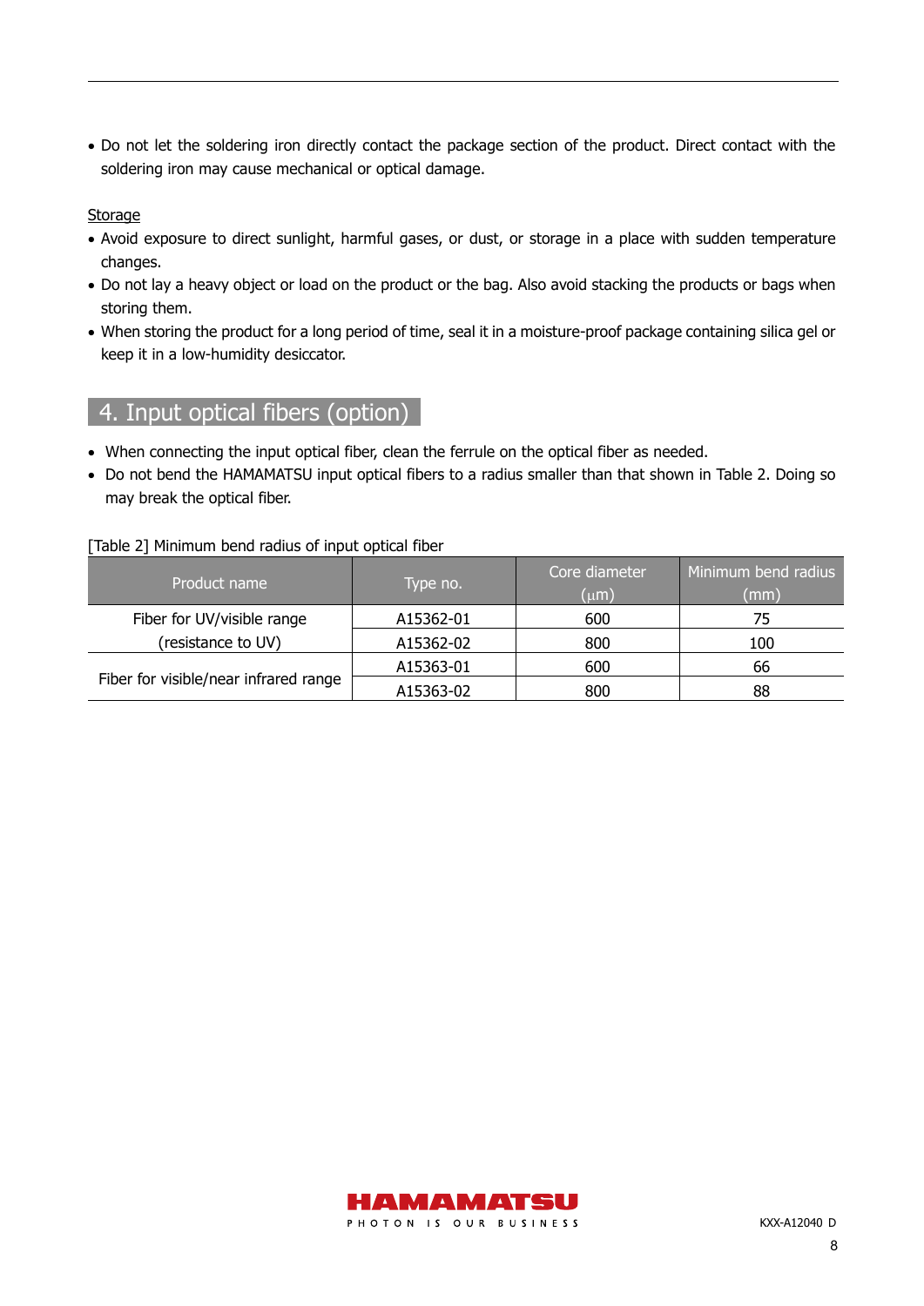- Do not let the soldering iron directly contact the package section of the product. Direct contact with the soldering iron may cause mechanical or optical damage.

Storage

- Avoid exposure to direct sunlight, harmful gases, or dust, or storage in a place with sudden temperature changes.
- Do not lay a heavy object or load on the product or the bag. Also avoid stacking the products or bags when storing them.
- When storing the product for a long period of time, seal it in a moisture-proof package containing silica gel or keep it in a low-humidity desiccator.

## 4. Input optical fibers (option)

- When connecting the input optical fiber, clean the ferrule on the optical fiber as needed.
- Do not bend the HAMAMATSU input optical fibers to a radius smaller than that shown in Table 2. Doing so may break the optical fiber.

[Table 2] Minimum bend radius of input optical fiber

| Product name | Type no. | Core diameter (μm) | Minimum bend radius (mm) |
|---|---|---|---|
| Fiber for UV/visible range (resistance to UV) | A15362-01 | 600 | 75 |
| | A15362-02 | 800 | 100 |
| Fiber for visible/near infrared range | A15363-01 | 600 | 66 |
| | A15363-02 | 800 | 88 |